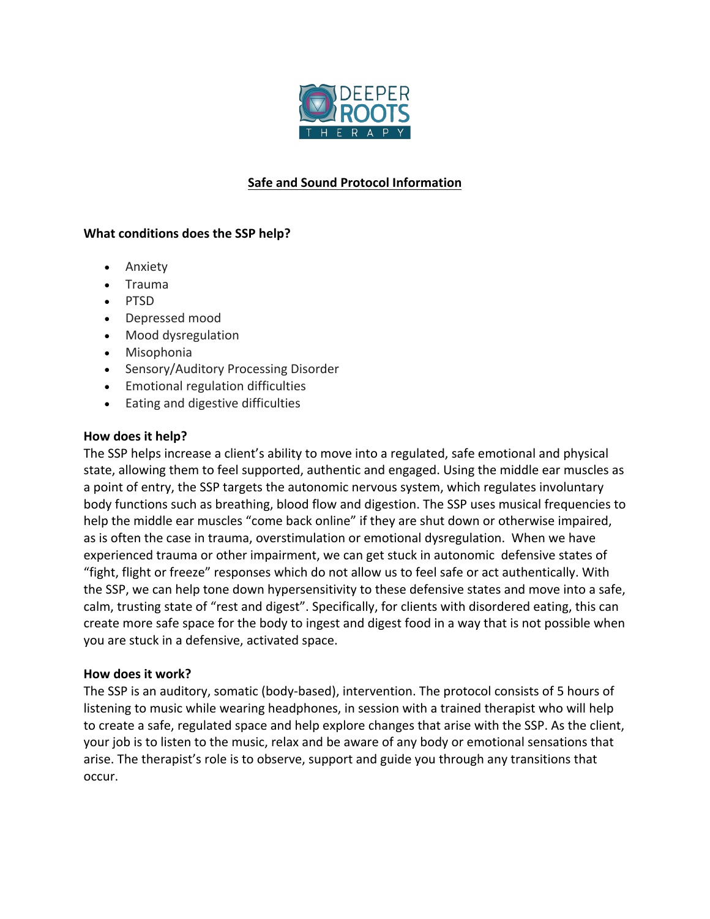DEEPER ROOTS THERAPY

## Safe and Sound Protocol Information

### What conditions does the SSP help?

- Anxiety
- Trauma
- PTSD
- Depressed mood
- Mood dysregulation
- Misophonia
- Sensory/Auditory Processing Disorder
- Emotional regulation difficulties
- Eating and digestive difficulties

### How does it help?

The SSP helps increase a client's ability to move into a regulated, safe emotional and physical state, allowing them to feel supported, authentic and engaged. Using the middle ear muscles as a point of entry, the SSP targets the autonomic nervous system, which regulates involuntary body functions such as breathing, blood flow and digestion. The SSP uses musical frequencies to help the middle ear muscles "come back online" if they are shut down or otherwise impaired, as is often the case in trauma, overstimulation or emotional dysregulation. When we have experienced trauma or other impairment, we can get stuck in autonomic defensive states of "fight, flight or freeze" responses which do not allow us to feel safe or act authentically. With the SSP, we can help tone down hypersensitivity to these defensive states and move into a safe, calm, trusting state of "rest and digest". Specifically, for clients with disordered eating, this can create more safe space for the body to ingest and digest food in a way that is not possible when you are stuck in a defensive, activated space.

### How does it work?

The SSP is an auditory, somatic (body-based), intervention. The protocol consists of 5 hours of listening to music while wearing headphones, in session with a trained therapist who will help to create a safe, regulated space and help explore changes that arise with the SSP. As the client, your job is to listen to the music, relax and be aware of any body or emotional sensations that arise. The therapist's role is to observe, support and guide you through any transitions that occur.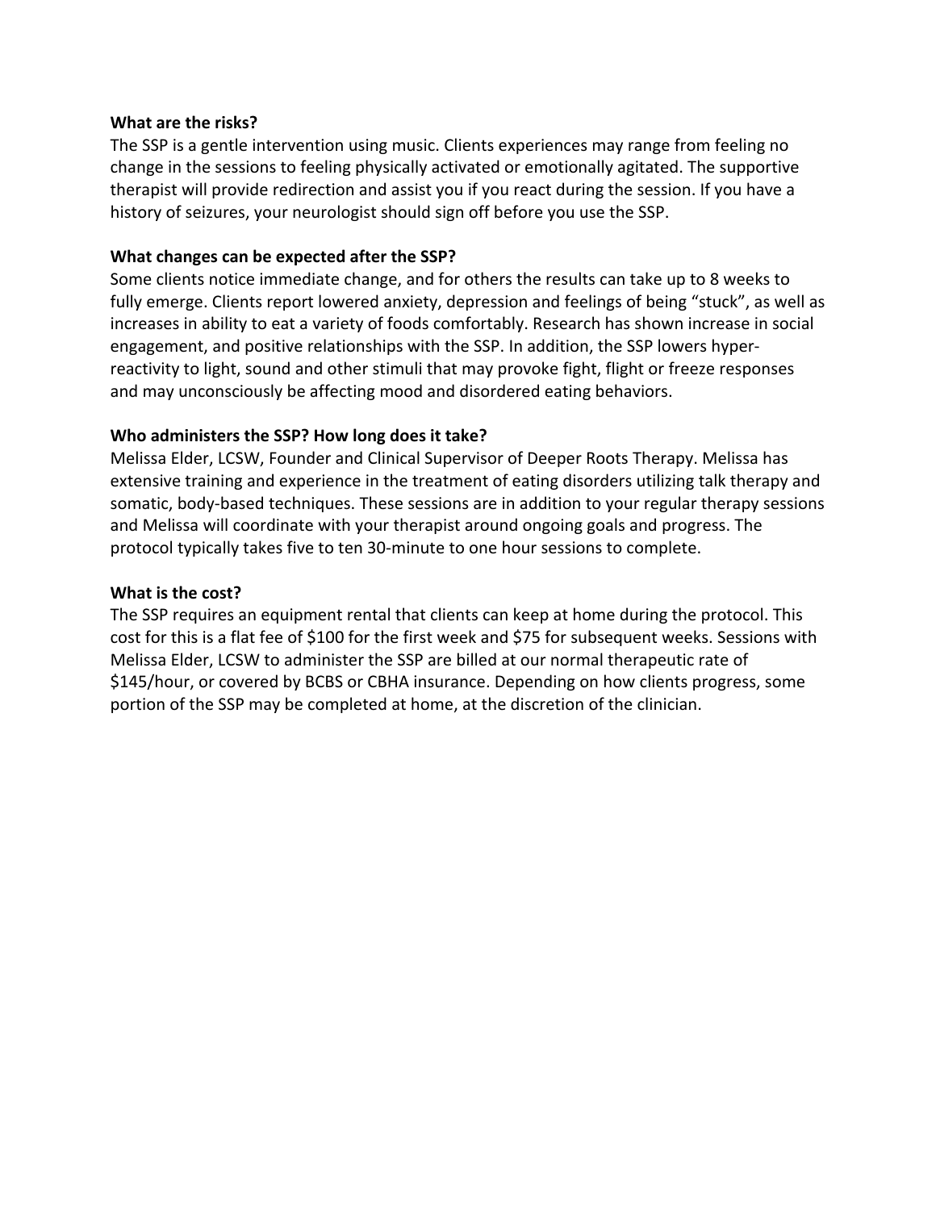**What are the risks?**

The SSP is a gentle intervention using music. Clients experiences may range from feeling no change in the sessions to feeling physically activated or emotionally agitated. The supportive therapist will provide redirection and assist you if you react during the session. If you have a history of seizures, your neurologist should sign off before you use the SSP.

**What changes can be expected after the SSP?**

Some clients notice immediate change, and for others the results can take up to 8 weeks to fully emerge. Clients report lowered anxiety, depression and feelings of being "stuck", as well as increases in ability to eat a variety of foods comfortably. Research has shown increase in social engagement, and positive relationships with the SSP. In addition, the SSP lowers hyper-reactivity to light, sound and other stimuli that may provoke fight, flight or freeze responses and may unconsciously be affecting mood and disordered eating behaviors.

**Who administers the SSP? How long does it take?**

Melissa Elder, LCSW, Founder and Clinical Supervisor of Deeper Roots Therapy. Melissa has extensive training and experience in the treatment of eating disorders utilizing talk therapy and somatic, body-based techniques. These sessions are in addition to your regular therapy sessions and Melissa will coordinate with your therapist around ongoing goals and progress. The protocol typically takes five to ten 30-minute to one hour sessions to complete.

**What is the cost?**

The SSP requires an equipment rental that clients can keep at home during the protocol. This cost for this is a flat fee of $100 for the first week and $75 for subsequent weeks. Sessions with Melissa Elder, LCSW to administer the SSP are billed at our normal therapeutic rate of $145/hour, or covered by BCBS or CBHA insurance. Depending on how clients progress, some portion of the SSP may be completed at home, at the discretion of the clinician.